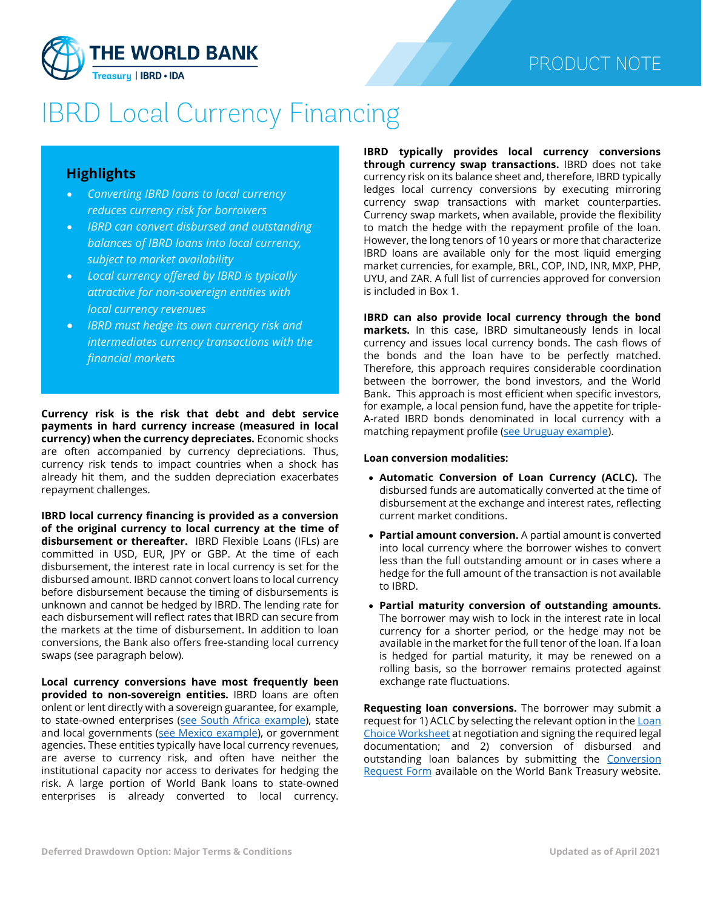PRODUCT NOTE

# IBRD Local Currency Financing

## Highlights

- *Converting IBRD loans to local currency reduces currency risk for borrowers*
- *IBRD can convert disbursed and outstanding balances of IBRD loans into local currency, subject to market availability*
- *Local currency offered by IBRD is typically attractive for non-sovereign entities with local currency revenues*
- *IBRD must hedge its own currency risk and intermediates currency transactions with the financial markets*

**Currency risk is the risk that debt and debt service payments in hard currency increase (measured in local currency) when the currency depreciates.** Economic shocks are often accompanied by currency depreciations. Thus, currency risk tends to impact countries when a shock has already hit them, and the sudden depreciation exacerbates repayment challenges.

**IBRD local currency financing is provided as a conversion of the original currency to local currency at the time of disbursement or thereafter.** IBRD Flexible Loans (IFLs) are committed in USD, EUR, JPY or GBP. At the time of each disbursement, the interest rate in local currency is set for the disbursed amount. IBRD cannot convert loans to local currency before disbursement because the timing of disbursements is unknown and cannot be hedged by IBRD. The lending rate for each disbursement will reflect rates that IBRD can secure from the markets at the time of disbursement. In addition to loan conversions, the Bank also offers free-standing local currency swaps (see paragraph below).

**Local currency conversions have most frequently been provided to non-sovereign entities.** IBRD loans are often onlent or lent directly with a sovereign guarantee, for example, to state-owned enterprises (see South Africa example), state and local governments (see Mexico example), or government agencies. These entities typically have local currency revenues, are averse to currency risk, and often have neither the institutional capacity nor access to derivates for hedging the risk. A large portion of World Bank loans to state-owned enterprises is already converted to local currency.

**IBRD typically provides local currency conversions through currency swap transactions.** IBRD does not take currency risk on its balance sheet and, therefore, IBRD typically ledges local currency conversions by executing mirroring currency swap transactions with market counterparties. Currency swap markets, when available, provide the flexibility to match the hedge with the repayment profile of the loan. However, the long tenors of 10 years or more that characterize IBRD loans are available only for the most liquid emerging market currencies, for example, BRL, COP, IND, INR, MXP, PHP, UYU, and ZAR. A full list of currencies approved for conversion is included in Box 1.

**IBRD can also provide local currency through the bond markets.** In this case, IBRD simultaneously lends in local currency and issues local currency bonds. The cash flows of the bonds and the loan have to be perfectly matched. Therefore, this approach requires considerable coordination between the borrower, the bond investors, and the World Bank. This approach is most efficient when specific investors, for example, a local pension fund, have the appetite for triple-A-rated IBRD bonds denominated in local currency with a matching repayment profile (see Uruguay example).

**Loan conversion modalities:**

- **Automatic Conversion of Loan Currency (ACLC).** The disbursed funds are automatically converted at the time of disbursement at the exchange and interest rates, reflecting current market conditions.
- **Partial amount conversion.** A partial amount is converted into local currency where the borrower wishes to convert less than the full outstanding amount or in cases where a hedge for the full amount of the transaction is not available to IBRD.
- **Partial maturity conversion of outstanding amounts.** The borrower may wish to lock in the interest rate in local currency for a shorter period, or the hedge may not be available in the market for the full tenor of the loan. If a loan is hedged for partial maturity, it may be renewed on a rolling basis, so the borrower remains protected against exchange rate fluctuations.

**Requesting loan conversions.** The borrower may submit a request for 1) ACLC by selecting the relevant option in the Loan Choice Worksheet at negotiation and signing the required legal documentation; and 2) conversion of disbursed and outstanding loan balances by submitting the Conversion Request Form available on the World Bank Treasury website.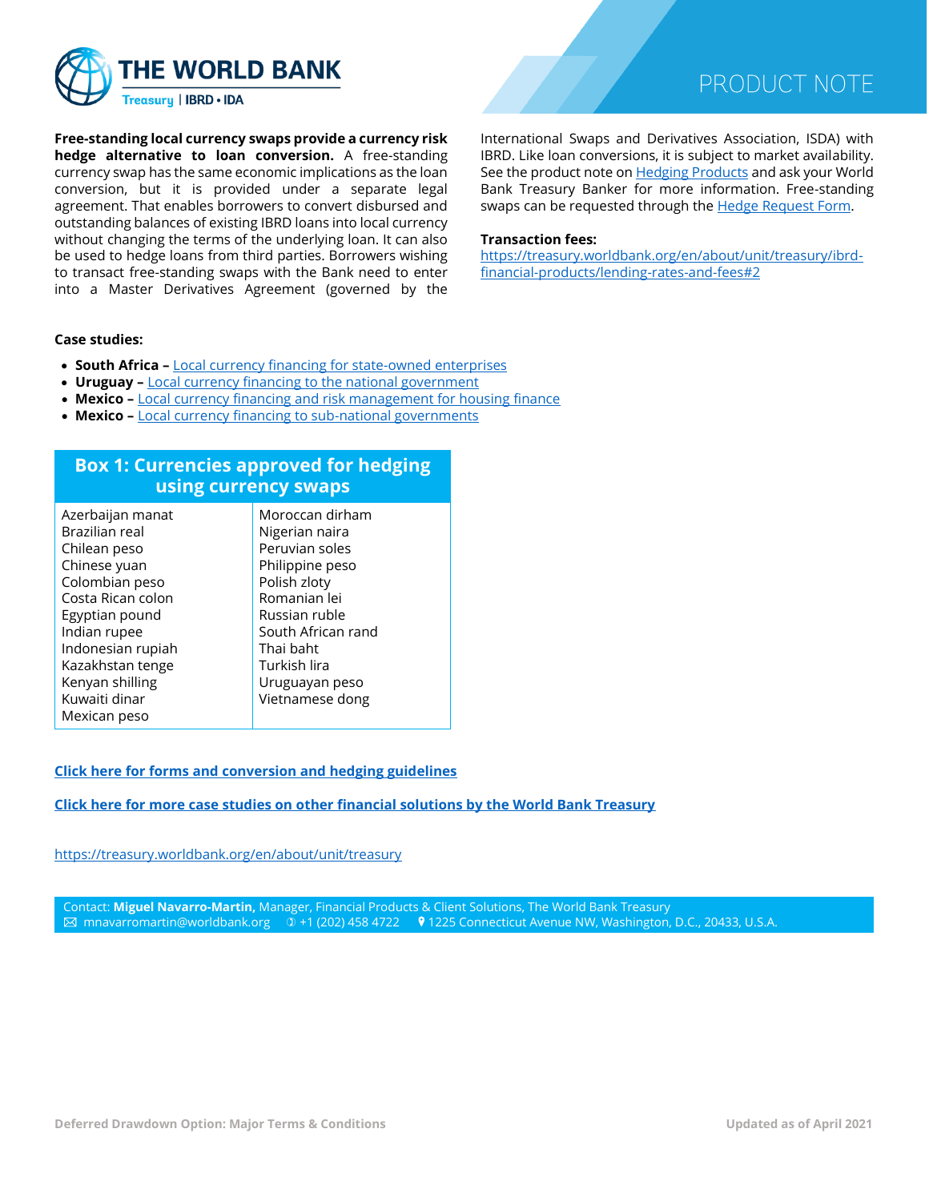**Free-standing local currency swaps provide a currency risk hedge alternative to loan conversion.** A free-standing currency swap has the same economic implications as the loan conversion, but it is provided under a separate legal agreement. That enables borrowers to convert disbursed and outstanding balances of existing IBRD loans into local currency without changing the terms of the underlying loan. It can also be used to hedge loans from third parties. Borrowers wishing to transact free-standing swaps with the Bank need to enter into a Master Derivatives Agreement (governed by the International Swaps and Derivatives Association, ISDA) with IBRD. Like loan conversions, it is subject to market availability. See the product note on Hedging Products and ask your World Bank Treasury Banker for more information. Free-standing swaps can be requested through the Hedge Request Form.

**Transaction fees:**
https://treasury.worldbank.org/en/about/unit/treasury/ibrd-financial-products/lending-rates-and-fees#2

**Case studies:**

- **South Africa –** Local currency financing for state-owned enterprises
- **Uruguay –** Local currency financing to the national government
- **Mexico –** Local currency financing and risk management for housing finance
- **Mexico –** Local currency financing to sub-national governments

**Box 1: Currencies approved for hedging using currency swaps**

| | |
|---|---|
| Azerbaijan manat | Moroccan dirham |
| Brazilian real | Nigerian naira |
| Chilean peso | Peruvian soles |
| Chinese yuan | Philippine peso |
| Colombian peso | Polish zloty |
| Costa Rican colon | Romanian lei |
| Egyptian pound | Russian ruble |
| Indian rupee | South African rand |
| Indonesian rupiah | Thai baht |
| Kazakhstan tenge | Turkish lira |
| Kenyan shilling | Uruguayan peso |
| Kuwaiti dinar | Vietnamese dong |
| Mexican peso | |

**Click here for forms and conversion and hedging guidelines**

**Click here for more case studies on other financial solutions by the World Bank Treasury**

https://treasury.worldbank.org/en/about/unit/treasury

Contact: **Miguel Navarro-Martin,** Manager, Financial Products & Client Solutions, The World Bank Treasury
mnavarromartin@worldbank.org +1 (202) 458 4722 1225 Connecticut Avenue NW, Washington, D.C., 20433, U.S.A.